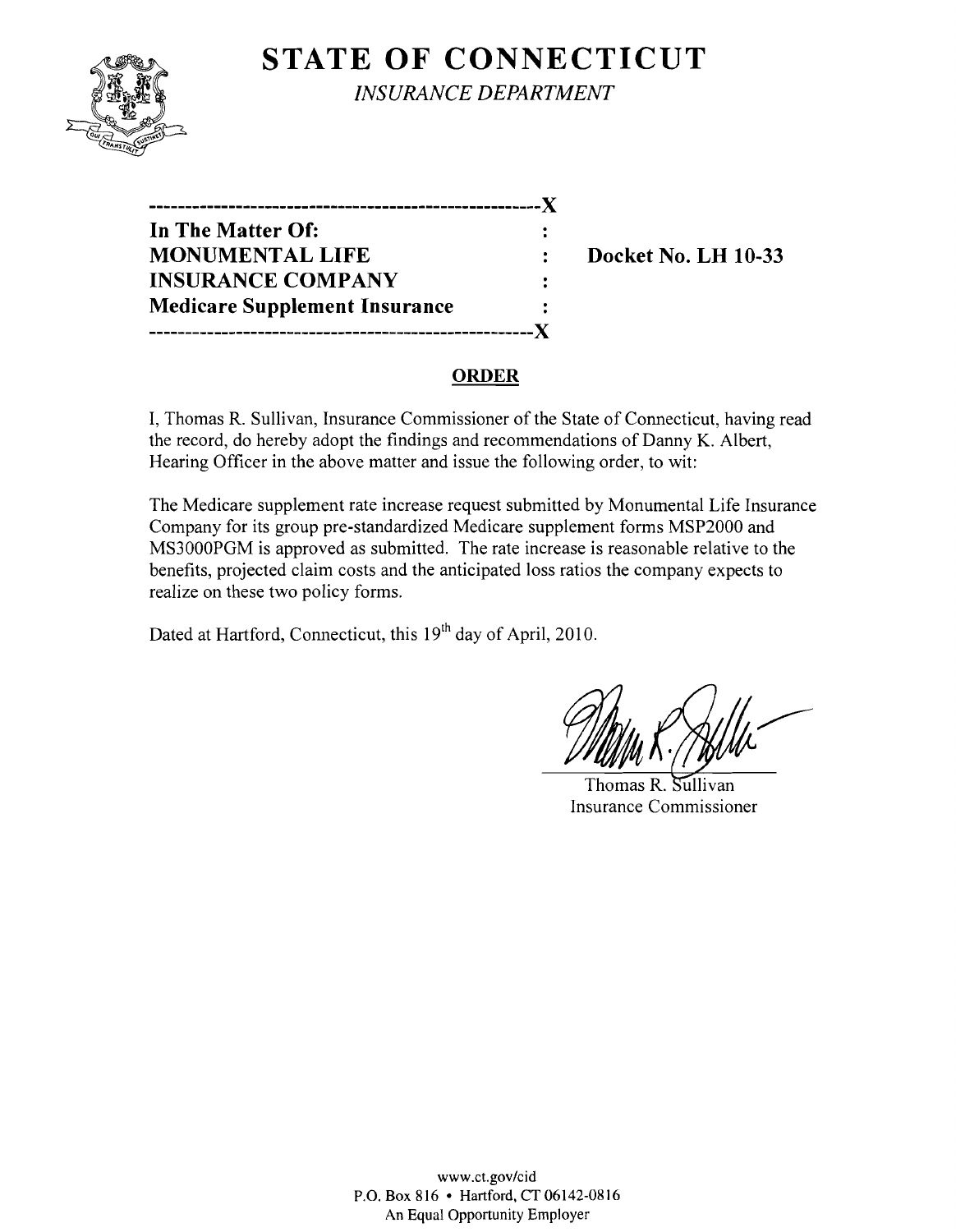# STATE OF CONNECTICUT

*INSURANCE DEPARTMENT*

| | | |
|---|---|---|
| **In The Matter Of:** | : | |
| **MONUMENTAL LIFE** | : | **Docket No. LH 10-33** |
| **INSURANCE COMPANY** | : | |
| **Medicare Supplement Insurance** | : | |

## ORDER

I, Thomas R. Sullivan, Insurance Commissioner of the State of Connecticut, having read the record, do hereby adopt the findings and recommendations of Danny K. Albert, Hearing Officer in the above matter and issue the following order, to wit:

The Medicare supplement rate increase request submitted by Monumental Life Insurance Company for its group pre-standardized Medicare supplement forms MSP2000 and MS3000PGM is approved as submitted. The rate increase is reasonable relative to the benefits, projected claim costs and the anticipated loss ratios the company expects to realize on these two policy forms.

Dated at Hartford, Connecticut, this 19th day of April, 2010.

Thomas R. Sullivan
Insurance Commissioner

www.ct.gov/cid
P.O. Box 816 • Hartford, CT 06142-0816
An Equal Opportunity Employer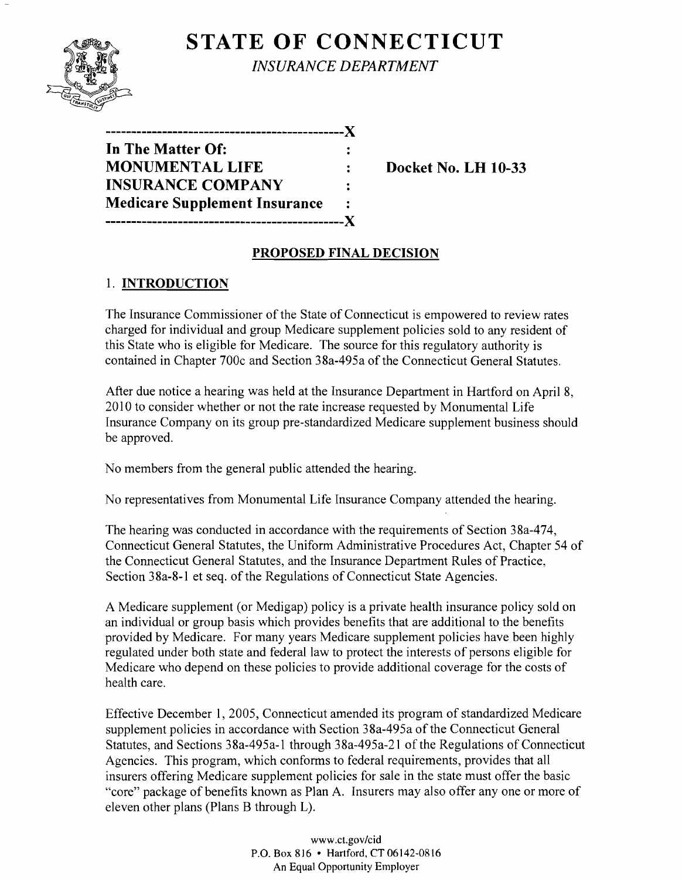# STATE OF CONNECTICUT

*INSURANCE DEPARTMENT*

```
----------------------------------------------X
In The Matter Of:                             :
MONUMENTAL LIFE                               :      Docket No. LH 10-33
INSURANCE COMPANY                             :
Medicare Supplement Insurance                 :
----------------------------------------------X
```

## PROPOSED FINAL DECISION

### 1. INTRODUCTION

The Insurance Commissioner of the State of Connecticut is empowered to review rates charged for individual and group Medicare supplement policies sold to any resident of this State who is eligible for Medicare. The source for this regulatory authority is contained in Chapter 700c and Section 38a-495a of the Connecticut General Statutes.

After due notice a hearing was held at the Insurance Department in Hartford on April 8, 2010 to consider whether or not the rate increase requested by Monumental Life Insurance Company on its group pre-standardized Medicare supplement business should be approved.

No members from the general public attended the hearing.

No representatives from Monumental Life Insurance Company attended the hearing.

The hearing was conducted in accordance with the requirements of Section 38a-474, Connecticut General Statutes, the Uniform Administrative Procedures Act, Chapter 54 of the Connecticut General Statutes, and the Insurance Department Rules of Practice, Section 38a-8-1 et seq. of the Regulations of Connecticut State Agencies.

A Medicare supplement (or Medigap) policy is a private health insurance policy sold on an individual or group basis which provides benefits that are additional to the benefits provided by Medicare. For many years Medicare supplement policies have been highly regulated under both state and federal law to protect the interests of persons eligible for Medicare who depend on these policies to provide additional coverage for the costs of health care.

Effective December 1, 2005, Connecticut amended its program of standardized Medicare supplement policies in accordance with Section 38a-495a of the Connecticut General Statutes, and Sections 38a-495a-1 through 38a-495a-21 of the Regulations of Connecticut Agencies. This program, which conforms to federal requirements, provides that all insurers offering Medicare supplement policies for sale in the state must offer the basic "core" package of benefits known as Plan A. Insurers may also offer any one or more of eleven other plans (Plans B through L).

www.ct.gov/cid
P.O. Box 816 • Hartford, CT 06142-0816
An Equal Opportunity Employer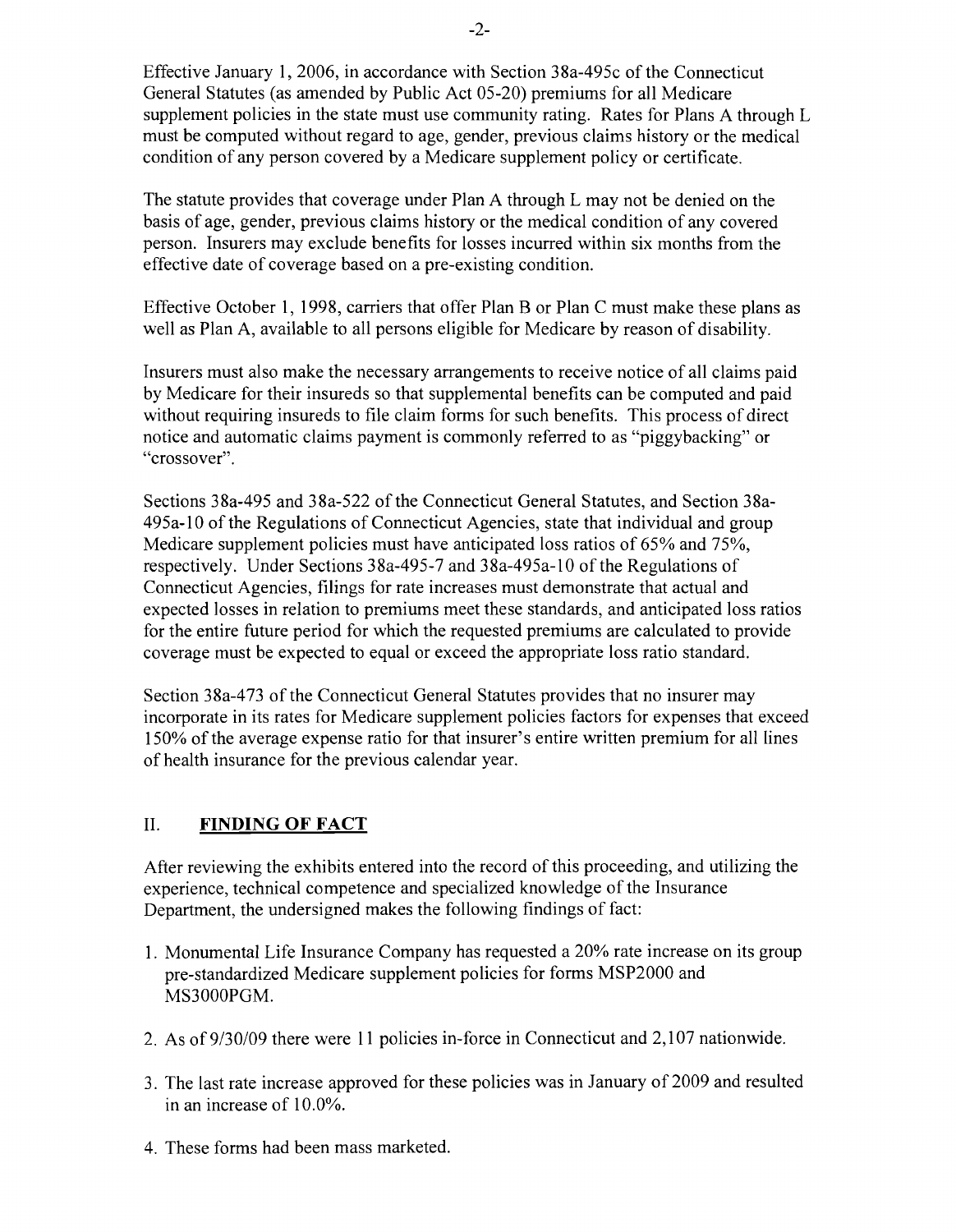Effective January 1, 2006, in accordance with Section 38a-495c of the Connecticut General Statutes (as amended by Public Act 05-20) premiums for all Medicare supplement policies in the state must use community rating. Rates for Plans A through L must be computed without regard to age, gender, previous claims history or the medical condition of any person covered by a Medicare supplement policy or certificate.

The statute provides that coverage under Plan A through L may not be denied on the basis of age, gender, previous claims history or the medical condition of any covered person. Insurers may exclude benefits for losses incurred within six months from the effective date of coverage based on a pre-existing condition.

Effective October 1, 1998, carriers that offer Plan B or Plan C must make these plans as well as Plan A, available to all persons eligible for Medicare by reason of disability.

Insurers must also make the necessary arrangements to receive notice of all claims paid by Medicare for their insureds so that supplemental benefits can be computed and paid without requiring insureds to file claim forms for such benefits. This process of direct notice and automatic claims payment is commonly referred to as "piggybacking" or "crossover".

Sections 38a-495 and 38a-522 of the Connecticut General Statutes, and Section 38a-495a-10 of the Regulations of Connecticut Agencies, state that individual and group Medicare supplement policies must have anticipated loss ratios of 65% and 75%, respectively. Under Sections 38a-495-7 and 38a-495a-10 of the Regulations of Connecticut Agencies, filings for rate increases must demonstrate that actual and expected losses in relation to premiums meet these standards, and anticipated loss ratios for the entire future period for which the requested premiums are calculated to provide coverage must be expected to equal or exceed the appropriate loss ratio standard.

Section 38a-473 of the Connecticut General Statutes provides that no insurer may incorporate in its rates for Medicare supplement policies factors for expenses that exceed 150% of the average expense ratio for that insurer's entire written premium for all lines of health insurance for the previous calendar year.

## II. **FINDING OF FACT**

After reviewing the exhibits entered into the record of this proceeding, and utilizing the experience, technical competence and specialized knowledge of the Insurance Department, the undersigned makes the following findings of fact:

1. Monumental Life Insurance Company has requested a 20% rate increase on its group pre-standardized Medicare supplement policies for forms MSP2000 and MS3000PGM.
2. As of 9/30/09 there were 11 policies in-force in Connecticut and 2,107 nationwide.
3. The last rate increase approved for these policies was in January of 2009 and resulted in an increase of 10.0%.
4. These forms had been mass marketed.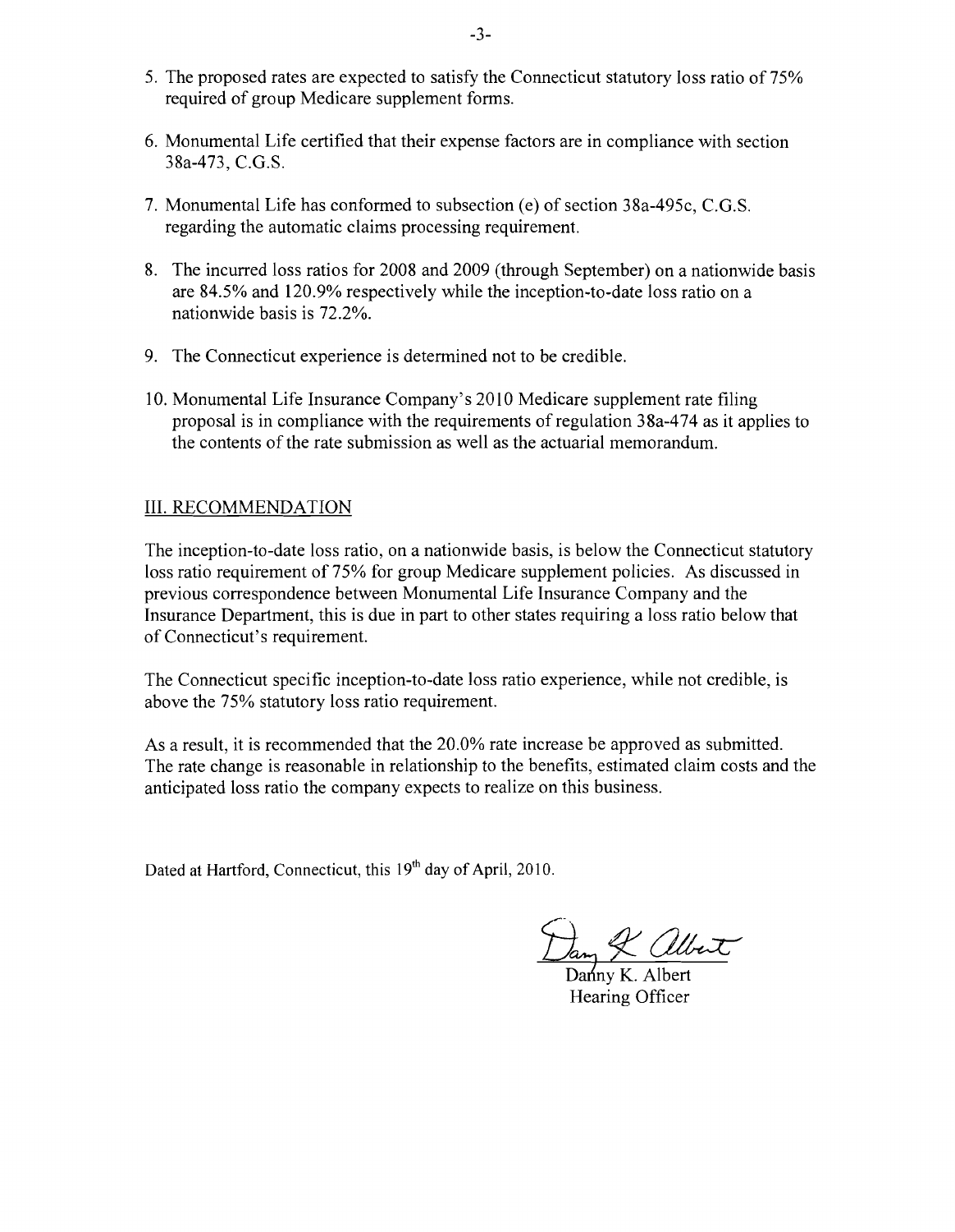5. The proposed rates are expected to satisfy the Connecticut statutory loss ratio of 75% required of group Medicare supplement forms.

6. Monumental Life certified that their expense factors are in compliance with section 38a-473, C.G.S.

7. Monumental Life has conformed to subsection (e) of section 38a-495c, C.G.S. regarding the automatic claims processing requirement.

8. The incurred loss ratios for 2008 and 2009 (through September) on a nationwide basis are 84.5% and 120.9% respectively while the inception-to-date loss ratio on a nationwide basis is 72.2%.

9. The Connecticut experience is determined not to be credible.

10. Monumental Life Insurance Company's 2010 Medicare supplement rate filing proposal is in compliance with the requirements of regulation 38a-474 as it applies to the contents of the rate submission as well as the actuarial memorandum.

## III. RECOMMENDATION

The inception-to-date loss ratio, on a nationwide basis, is below the Connecticut statutory loss ratio requirement of 75% for group Medicare supplement policies. As discussed in previous correspondence between Monumental Life Insurance Company and the Insurance Department, this is due in part to other states requiring a loss ratio below that of Connecticut's requirement.

The Connecticut specific inception-to-date loss ratio experience, while not credible, is above the 75% statutory loss ratio requirement.

As a result, it is recommended that the 20.0% rate increase be approved as submitted. The rate change is reasonable in relationship to the benefits, estimated claim costs and the anticipated loss ratio the company expects to realize on this business.

Dated at Hartford, Connecticut, this 19th day of April, 2010.

Danny K. Albert
Hearing Officer